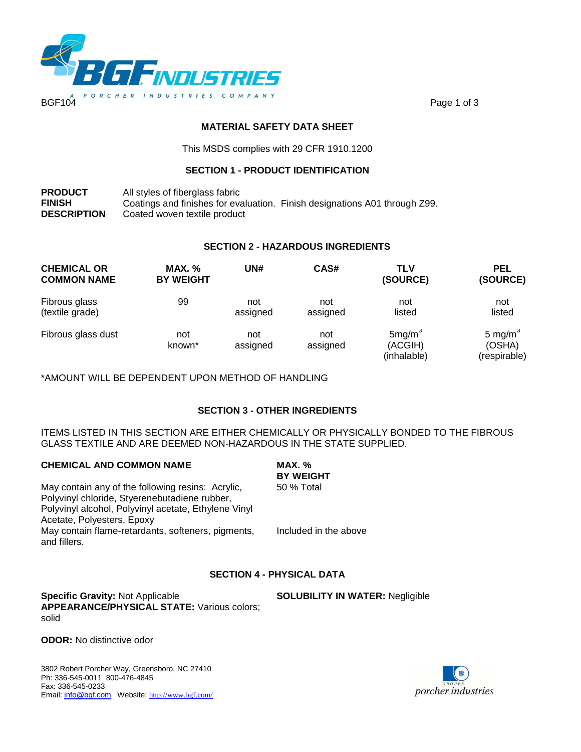BGF104

# MATERIAL SAFETY DATA SHEET

This MSDS complies with 29 CFR 1910.1200

## SECTION 1 - PRODUCT IDENTIFICATION

**PRODUCT** All styles of fiberglass fabric
**FINISH** Coatings and finishes for evaluation. Finish designations A01 through Z99.
**DESCRIPTION** Coated woven textile product

## SECTION 2 - HAZARDOUS INGREDIENTS

| CHEMICAL OR COMMON NAME | MAX. % BY WEIGHT | UN# | CAS# | TLV (SOURCE) | PEL (SOURCE) |
|---|---|---|---|---|---|
| Fibrous glass (textile grade) | 99 | not assigned | not assigned | not listed | not listed |
| Fibrous glass dust | not known* | not assigned | not assigned | 5mg/$m^3$ (ACGIH) (inhalable) | 5 mg/$m^3$ (OSHA) (respirable) |

*AMOUNT WILL BE DEPENDENT UPON METHOD OF HANDLING

## SECTION 3 - OTHER INGREDIENTS

ITEMS LISTED IN THIS SECTION ARE EITHER CHEMICALLY OR PHYSICALLY BONDED TO THE FIBROUS GLASS TEXTILE AND ARE DEEMED NON-HAZARDOUS IN THE STATE SUPPLIED.

| CHEMICAL AND COMMON NAME | MAX. % BY WEIGHT |
|---|---|
| May contain any of the following resins: Acrylic, Polyvinyl chloride, Styerenebutadiene rubber, Polyvinyl alcohol, Polyvinyl acetate, Ethylene Vinyl Acetate, Polyesters, Epoxy | 50 % Total |
| May contain flame-retardants, softeners, pigments, and fillers. | Included in the above |

## SECTION 4 - PHYSICAL DATA

**Specific Gravity:** Not Applicable
**APPEARANCE/PHYSICAL STATE:** Various colors; solid

**SOLUBILITY IN WATER:** Negligible

**ODOR:** No distinctive odor

3802 Robert Porcher Way, Greensboro, NC 27410
Ph: 336-545-0011 800-476-4845
Fax: 336-545-0233
Email: info@bgf.com Website: http://www.bgf.com/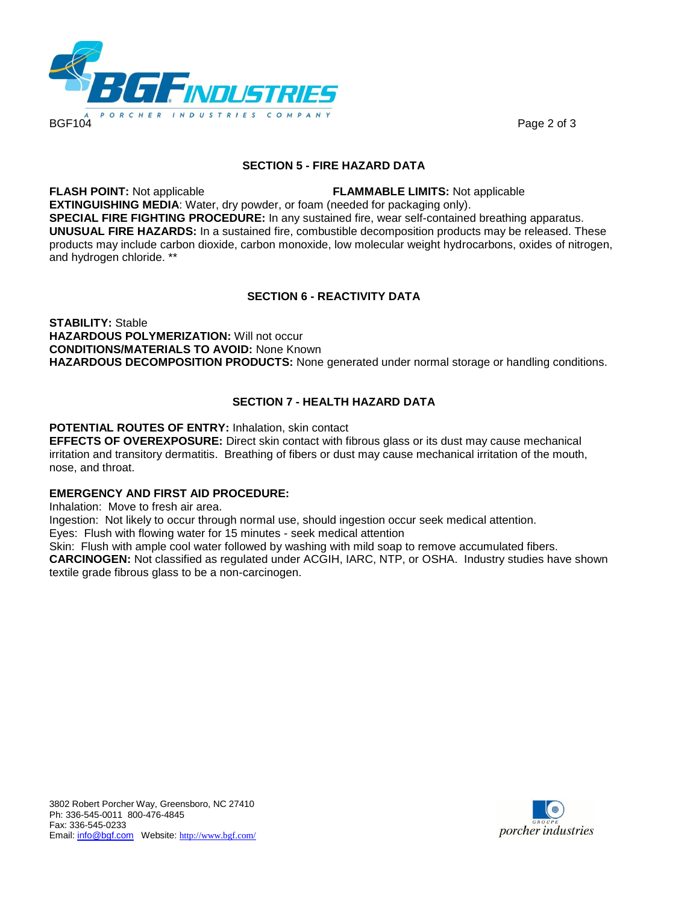## SECTION 5 - FIRE HAZARD DATA

**FLASH POINT:** Not applicable **FLAMMABLE LIMITS:** Not applicable
**EXTINGUISHING MEDIA**: Water, dry powder, or foam (needed for packaging only).
**SPECIAL FIRE FIGHTING PROCEDURE:** In any sustained fire, wear self-contained breathing apparatus.
**UNUSUAL FIRE HAZARDS:** In a sustained fire, combustible decomposition products may be released. These products may include carbon dioxide, carbon monoxide, low molecular weight hydrocarbons, oxides of nitrogen, and hydrogen chloride. **

## SECTION 6 - REACTIVITY DATA

**STABILITY:** Stable
**HAZARDOUS POLYMERIZATION:** Will not occur
**CONDITIONS/MATERIALS TO AVOID:** None Known
**HAZARDOUS DECOMPOSITION PRODUCTS:** None generated under normal storage or handling conditions.

## SECTION 7 - HEALTH HAZARD DATA

**POTENTIAL ROUTES OF ENTRY:** Inhalation, skin contact
**EFFECTS OF OVEREXPOSURE:** Direct skin contact with fibrous glass or its dust may cause mechanical irritation and transitory dermatitis. Breathing of fibers or dust may cause mechanical irritation of the mouth, nose, and throat.

**EMERGENCY AND FIRST AID PROCEDURE:**
Inhalation: Move to fresh air area.
Ingestion: Not likely to occur through normal use, should ingestion occur seek medical attention.
Eyes: Flush with flowing water for 15 minutes - seek medical attention
Skin: Flush with ample cool water followed by washing with mild soap to remove accumulated fibers.
**CARCINOGEN:** Not classified as regulated under ACGIH, IARC, NTP, or OSHA. Industry studies have shown textile grade fibrous glass to be a non-carcinogen.

3802 Robert Porcher Way, Greensboro, NC 27410
Ph: 336-545-0011 800-476-4845
Fax: 336-545-0233
Email: info@bgf.com Website: http://www.bgf.com/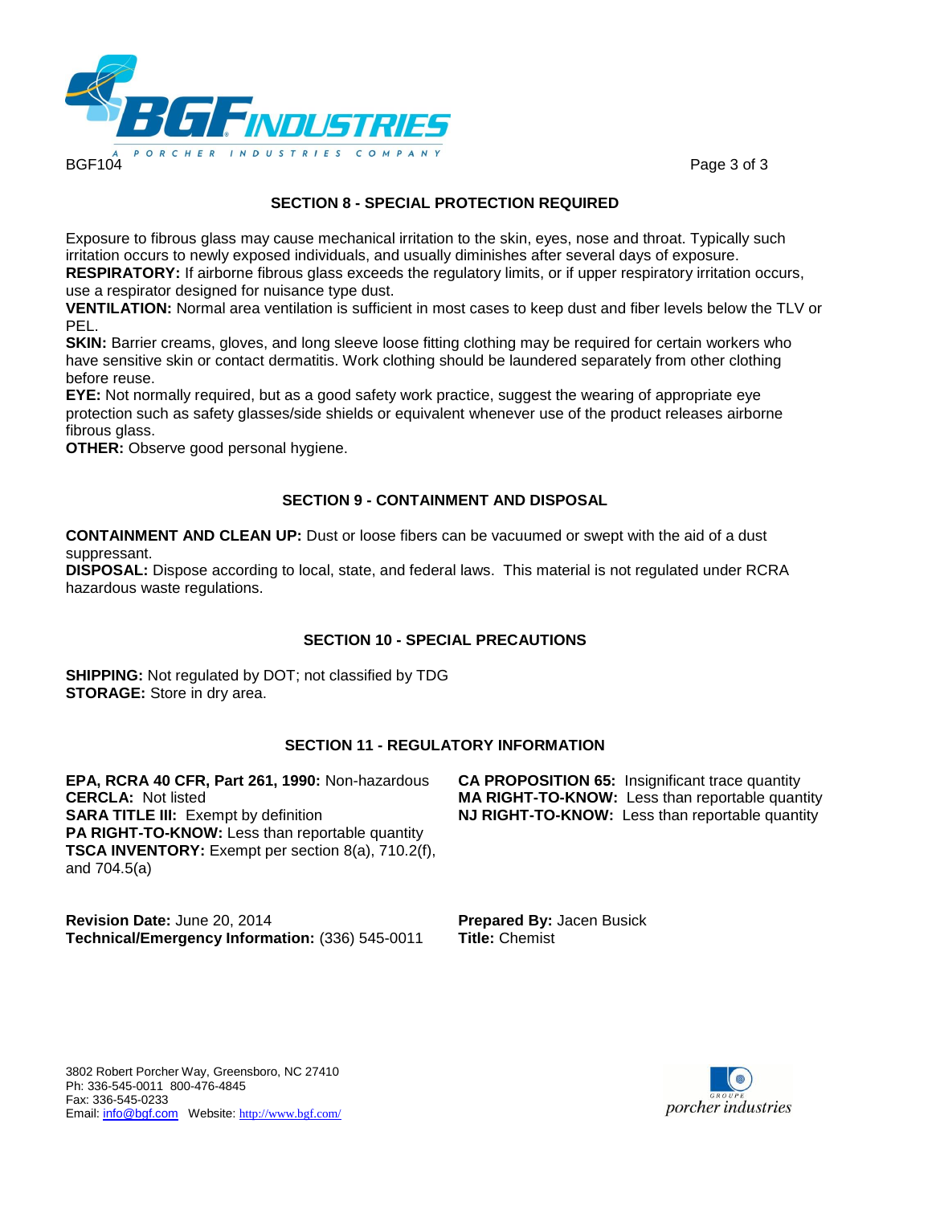## SECTION 8 - SPECIAL PROTECTION REQUIRED

Exposure to fibrous glass may cause mechanical irritation to the skin, eyes, nose and throat. Typically such irritation occurs to newly exposed individuals, and usually diminishes after several days of exposure.
**RESPIRATORY:** If airborne fibrous glass exceeds the regulatory limits, or if upper respiratory irritation occurs, use a respirator designed for nuisance type dust.
**VENTILATION:** Normal area ventilation is sufficient in most cases to keep dust and fiber levels below the TLV or PEL.
**SKIN:** Barrier creams, gloves, and long sleeve loose fitting clothing may be required for certain workers who have sensitive skin or contact dermatitis. Work clothing should be laundered separately from other clothing before reuse.
**EYE:** Not normally required, but as a good safety work practice, suggest the wearing of appropriate eye protection such as safety glasses/side shields or equivalent whenever use of the product releases airborne fibrous glass.
**OTHER:** Observe good personal hygiene.

## SECTION 9 - CONTAINMENT AND DISPOSAL

**CONTAINMENT AND CLEAN UP:** Dust or loose fibers can be vacuumed or swept with the aid of a dust suppressant.
**DISPOSAL:** Dispose according to local, state, and federal laws. This material is not regulated under RCRA hazardous waste regulations.

## SECTION 10 - SPECIAL PRECAUTIONS

**SHIPPING:** Not regulated by DOT; not classified by TDG
**STORAGE:** Store in dry area.

## SECTION 11 - REGULATORY INFORMATION

**EPA, RCRA 40 CFR, Part 261, 1990:** Non-hazardous
**CERCLA:** Not listed
**SARA TITLE III:** Exempt by definition
**PA RIGHT-TO-KNOW:** Less than reportable quantity
**TSCA INVENTORY:** Exempt per section 8(a), 710.2(f), and 704.5(a)

**CA PROPOSITION 65:** Insignificant trace quantity
**MA RIGHT-TO-KNOW:** Less than reportable quantity
**NJ RIGHT-TO-KNOW:** Less than reportable quantity

**Revision Date:** June 20, 2014
**Technical/Emergency Information:** (336) 545-0011

**Prepared By:** Jacen Busick
**Title:** Chemist

3802 Robert Porcher Way, Greensboro, NC 27410
Ph: 336-545-0011 800-476-4845
Fax: 336-545-0233
Email: info@bgf.com Website: http://www.bgf.com/